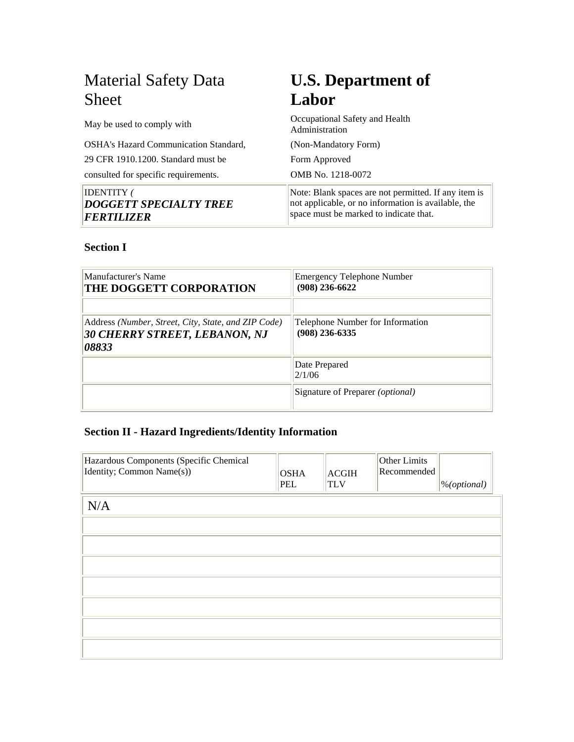# Material Safety Data Sheet

May be used to comply with

OSHA's Hazard Communication Standard,

29 CFR 1910.1200. Standard must be

consulted for specific requirements.

# U.S. Department of Labor

Occupational Safety and Health Administration

(Non-Mandatory Form)

Form Approved

OMB No. 1218-0072

| IDENTITY ( ***DOGGETT SPECIALTY TREE FERTILIZER*** | Note: Blank spaces are not permitted. If any item is not applicable, or no information is available, the space must be marked to indicate that. |
|---|---|

### Section I

| Manufacturer's Name **THE DOGGETT CORPORATION** | Emergency Telephone Number **(908) 236-6622** |
|---|---|
| | |
| Address *(Number, Street, City, State, and ZIP Code)* ***30 CHERRY STREET, LEBANON, NJ 08833*** | Telephone Number for Information **(908) 236-6335** |
| | Date Prepared 2/1/06 |
| | Signature of Preparer *(optional)* |

### Section II - Hazard Ingredients/Identity Information

| Hazardous Components (Specific Chemical Identity; Common Name(s)) | OSHA PEL | ACGIH TLV | Other Limits Recommended | %*(optional)* |
|---|---|---|---|---|
| N/A | | | | |
| | | | | |
| | | | | |
| | | | | |
| | | | | |
| | | | | |
| | | | | |
| | | | | |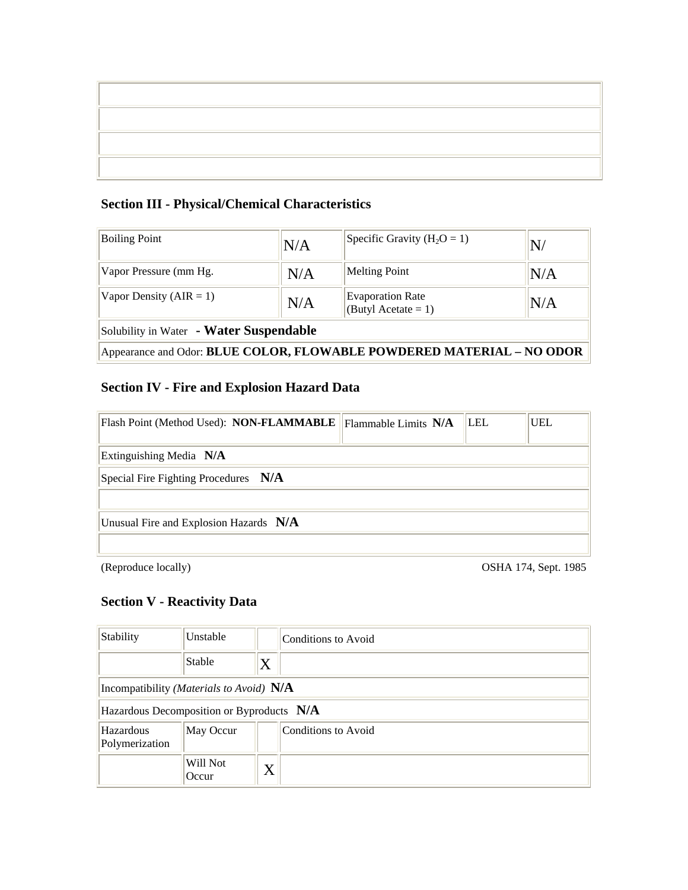| |
|---|
| |
| |
| |
| |

## Section III - Physical/Chemical Characteristics

| Boiling Point | N/A | Specific Gravity ($H_2O$ = 1) | N/ |
|---|---|---|---|
| Vapor Pressure (mm Hg. | N/A | Melting Point | N/A |
| Vapor Density (AIR = 1) | N/A | Evaporation Rate (Butyl Acetate = 1) | N/A |
| Solubility in Water **- Water Suspendable** | | | |
| Appearance and Odor: **BLUE COLOR, FLOWABLE POWDERED MATERIAL – NO ODOR** | | | |

## Section IV - Fire and Explosion Hazard Data

| Flash Point (Method Used): **NON-FLAMMABLE** | Flammable Limits **N/A** | LEL | UEL |
|---|---|---|---|
| Extinguishing Media **N/A** | | | |
| Special Fire Fighting Procedures **N/A** | | | |
| | | | |
| Unusual Fire and Explosion Hazards **N/A** | | | |
| | | | |

(Reproduce locally) OSHA 174, Sept. 1985

## Section V - Reactivity Data

| Stability | Unstable | | Conditions to Avoid |
|---|---|---|---|
| | Stable | X | |
| Incompatibility *(Materials to Avoid)* **N/A** | | | |
| Hazardous Decomposition or Byproducts **N/A** | | | |
| Hazardous Polymerization | May Occur | | Conditions to Avoid |
| | Will Not Occur | X | |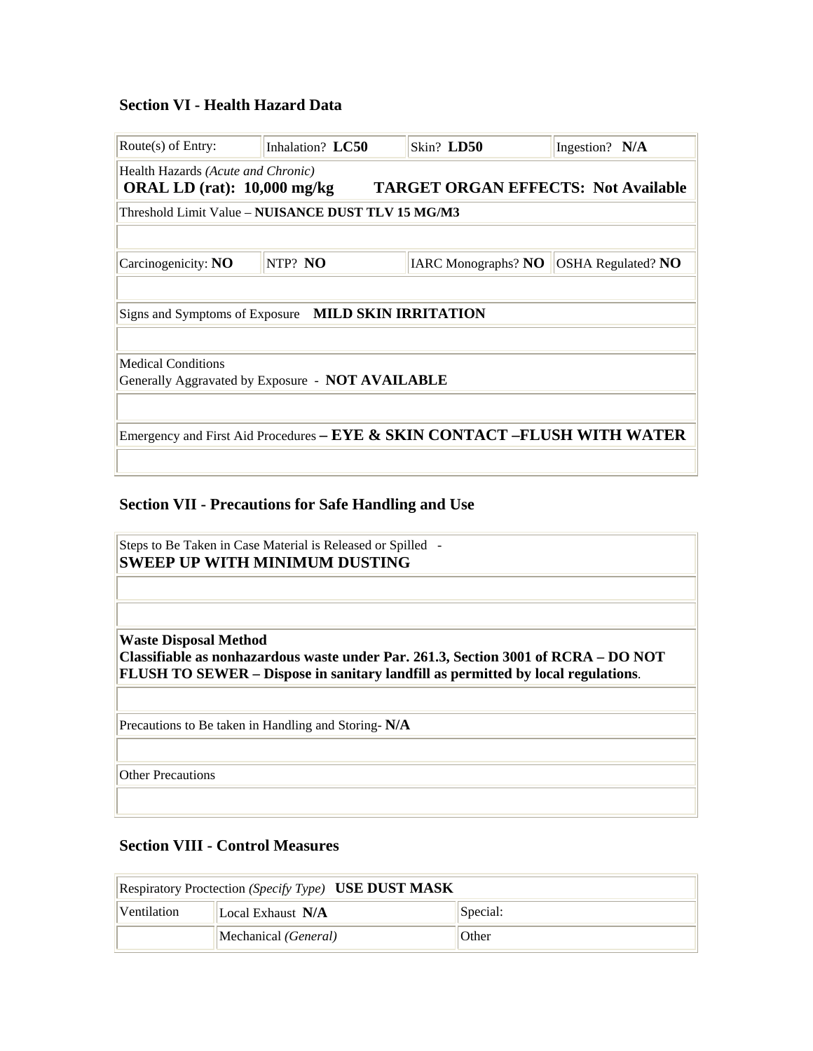## Section VI - Health Hazard Data

| Route(s) of Entry: | Inhalation? **LC50** | Skin? **LD50** | Ingestion? **N/A** |
|---|---|---|---|
| Health Hazards *(Acute and Chronic)* **ORAL LD (rat): 10,000 mg/kg TARGET ORGAN EFFECTS: Not Available** | | | |
| Threshold Limit Value – **NUISANCE DUST TLV 15 MG/M3** | | | |
| | | | |
| Carcinogenicity: **NO** | NTP? **NO** | IARC Monographs? **NO** | OSHA Regulated? **NO** |
| | | | |
| Signs and Symptoms of Exposure **MILD SKIN IRRITATION** | | | |
| | | | |
| Medical Conditions Generally Aggravated by Exposure - **NOT AVAILABLE** | | | |
| | | | |
| Emergency and First Aid Procedures **– EYE & SKIN CONTACT –FLUSH WITH WATER** | | | |
| | | | |

## Section VII - Precautions for Safe Handling and Use

| Steps to Be Taken in Case Material is Released or Spilled - **SWEEP UP WITH MINIMUM DUSTING** |
|---|
| |
| |
| **Waste Disposal Method** **Classifiable as nonhazardous waste under Par. 261.3, Section 3001 of RCRA – DO NOT FLUSH TO SEWER – Dispose in sanitary landfill as permitted by local regulations**. |
| |
| Precautions to Be taken in Handling and Storing- **N/A** |
| |
| Other Precautions |
| |

## Section VIII - Control Measures

| Respiratory Proctection *(Specify Type)* **USE DUST MASK** | | |
|---|---|---|
| Ventilation | Local Exhaust **N/A** | Special: |
| | Mechanical *(General)* | Other |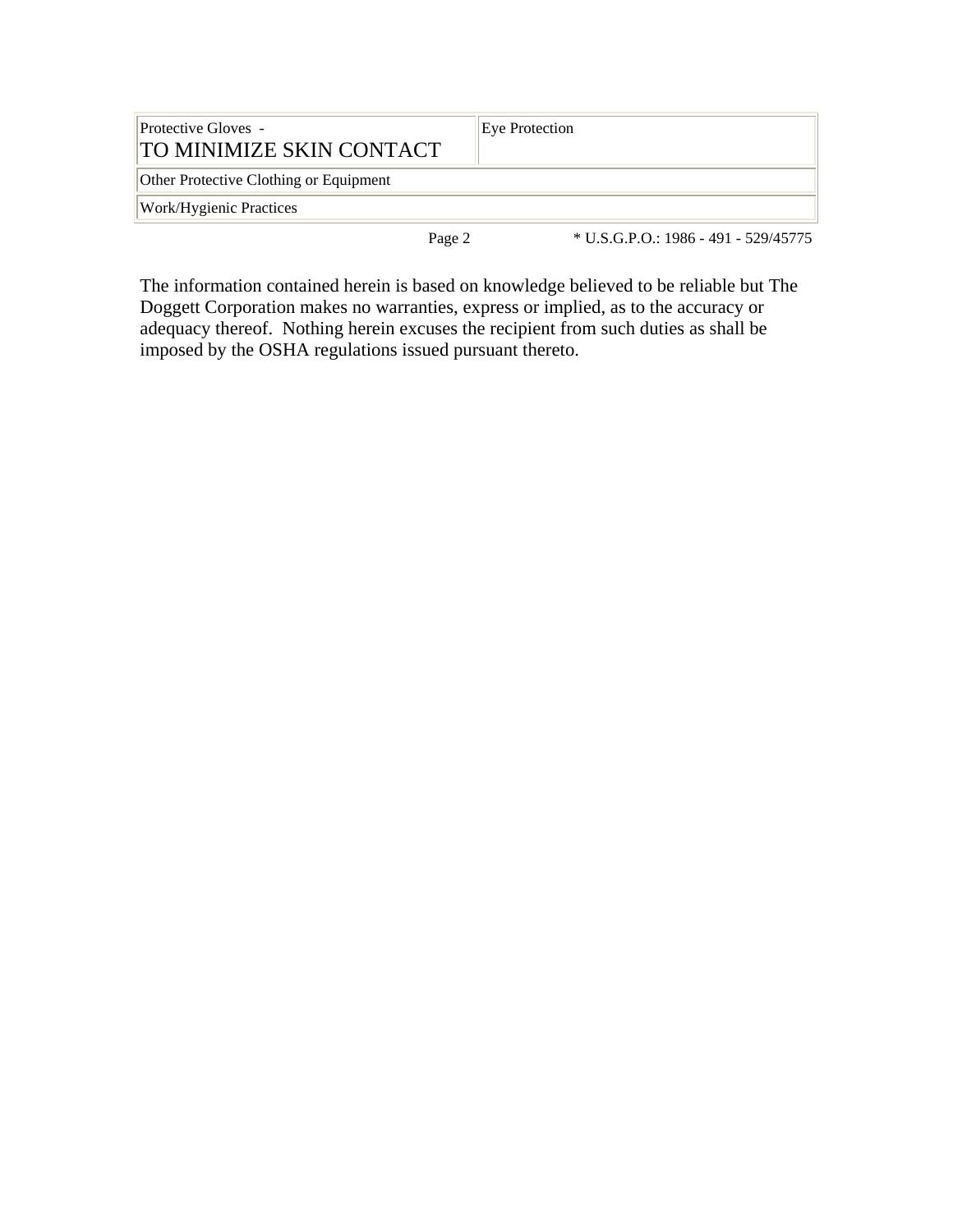| | |
|---|---|
| Protective Gloves - TO MINIMIZE SKIN CONTACT | Eye Protection |
| Other Protective Clothing or Equipment | |
| Work/Hygienic Practices | |

\* U.S.G.P.O.: 1986 - 491 - 529/45775

The information contained herein is based on knowledge believed to be reliable but The Doggett Corporation makes no warranties, express or implied, as to the accuracy or adequacy thereof. Nothing herein excuses the recipient from such duties as shall be imposed by the OSHA regulations issued pursuant thereto.